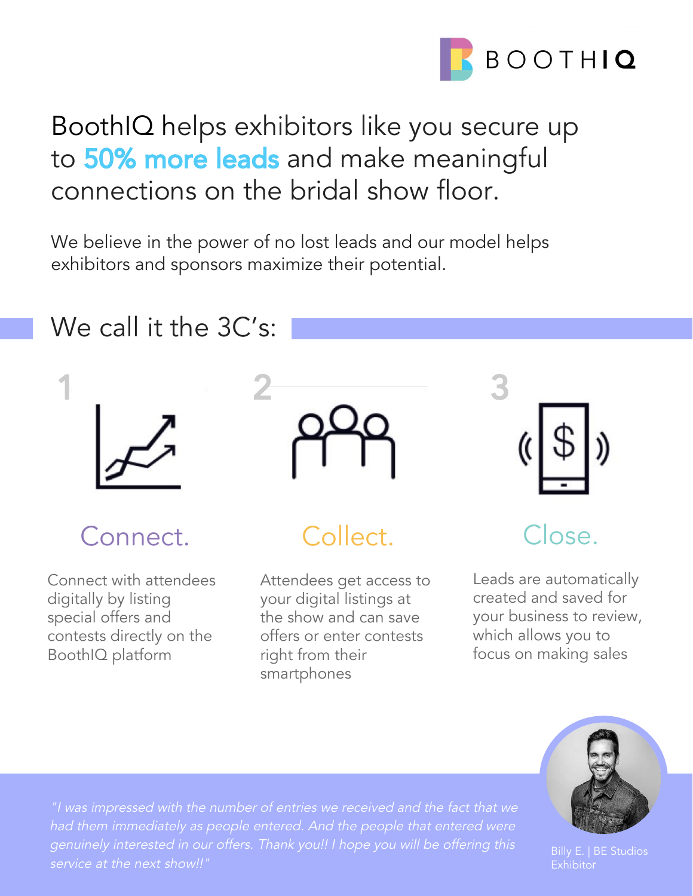BOOTHIQ

# BoothIQ helps exhibitors like you secure up to **50% more leads** and make meaningful connections on the bridal show floor.

We believe in the power of no lost leads and our model helps exhibitors and sponsors maximize their potential.

## We call it the 3C's:

### 1 Connect.

Connect with attendees digitally by listing special offers and contests directly on the BoothIQ platform

### 2 Collect.

Attendees get access to your digital listings at the show and can save offers or enter contests right from their smartphones

### 3 Close.

Leads are automatically created and saved for your business to review, which allows you to focus on making sales

*"I was impressed with the number of entries we received and the fact that we had them immediately as people entered. And the people that entered were genuinely interested in our offers. Thank you!! I hope you will be offering this service at the next show!!"*

Billy E. | BE Studios
Exhibitor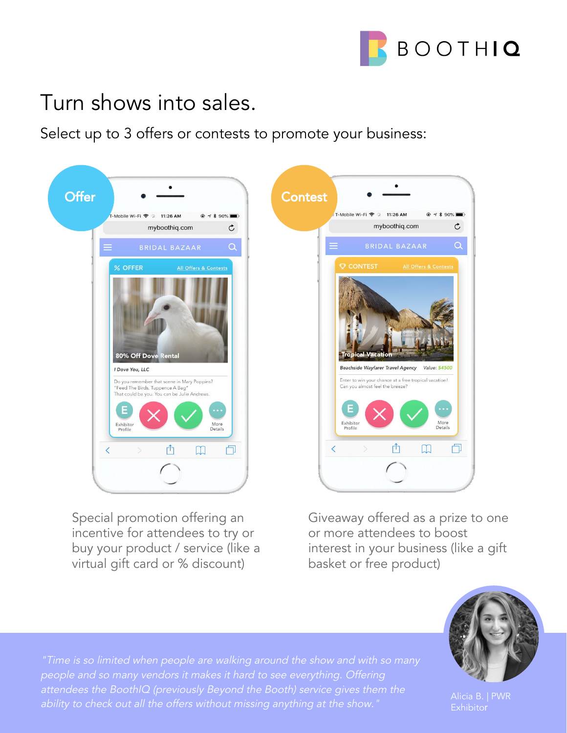BOOTHIQ

# Turn shows into sales.

Select up to 3 offers or contests to promote your business:

**Offer**

Special promotion offering an incentive for attendees to try or buy your product / service (like a virtual gift card or % discount)

**Contest**

Giveaway offered as a prize to one or more attendees to boost interest in your business (like a gift basket or free product)

*"Time is so limited when people are walking around the show and with so many people and so many vendors it makes it hard to see everything. Offering attendees the BoothIQ (previously Beyond the Booth) service gives them the ability to check out all the offers without missing anything at the show."*

Alicia B. | PWR Exhibitor